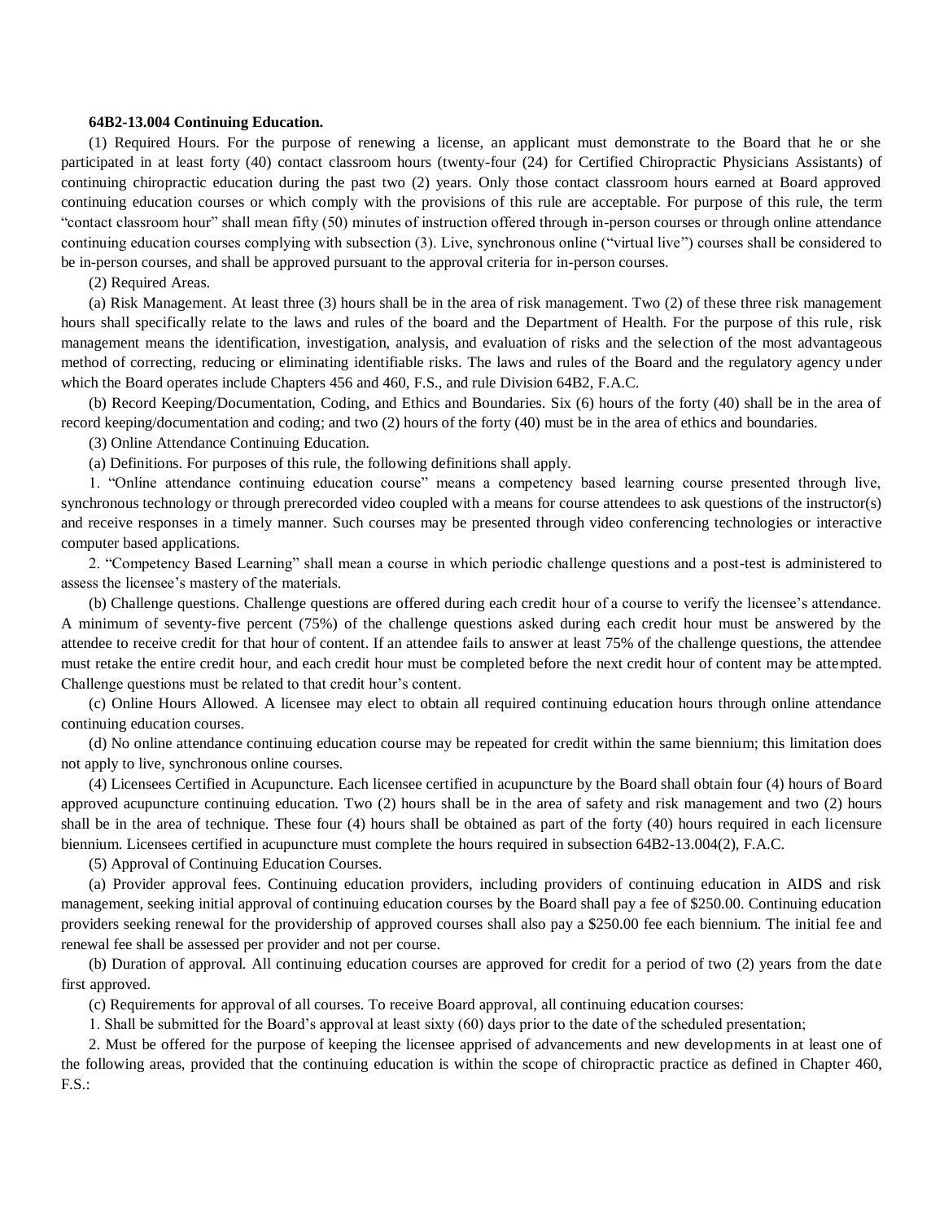**64B2-13.004 Continuing Education.**

(1) Required Hours. For the purpose of renewing a license, an applicant must demonstrate to the Board that he or she participated in at least forty (40) contact classroom hours (twenty-four (24) for Certified Chiropractic Physicians Assistants) of continuing chiropractic education during the past two (2) years. Only those contact classroom hours earned at Board approved continuing education courses or which comply with the provisions of this rule are acceptable. For purpose of this rule, the term "contact classroom hour" shall mean fifty (50) minutes of instruction offered through in-person courses or through online attendance continuing education courses complying with subsection (3). Live, synchronous online ("virtual live") courses shall be considered to be in-person courses, and shall be approved pursuant to the approval criteria for in-person courses.

(2) Required Areas.

(a) Risk Management. At least three (3) hours shall be in the area of risk management. Two (2) of these three risk management hours shall specifically relate to the laws and rules of the board and the Department of Health. For the purpose of this rule, risk management means the identification, investigation, analysis, and evaluation of risks and the selection of the most advantageous method of correcting, reducing or eliminating identifiable risks. The laws and rules of the Board and the regulatory agency under which the Board operates include Chapters 456 and 460, F.S., and rule Division 64B2, F.A.C.

(b) Record Keeping/Documentation, Coding, and Ethics and Boundaries. Six (6) hours of the forty (40) shall be in the area of record keeping/documentation and coding; and two (2) hours of the forty (40) must be in the area of ethics and boundaries.

(3) Online Attendance Continuing Education.

(a) Definitions. For purposes of this rule, the following definitions shall apply.

1. "Online attendance continuing education course" means a competency based learning course presented through live, synchronous technology or through prerecorded video coupled with a means for course attendees to ask questions of the instructor(s) and receive responses in a timely manner. Such courses may be presented through video conferencing technologies or interactive computer based applications.

2. "Competency Based Learning" shall mean a course in which periodic challenge questions and a post-test is administered to assess the licensee's mastery of the materials.

(b) Challenge questions. Challenge questions are offered during each credit hour of a course to verify the licensee's attendance. A minimum of seventy-five percent (75%) of the challenge questions asked during each credit hour must be answered by the attendee to receive credit for that hour of content. If an attendee fails to answer at least 75% of the challenge questions, the attendee must retake the entire credit hour, and each credit hour must be completed before the next credit hour of content may be attempted. Challenge questions must be related to that credit hour's content.

(c) Online Hours Allowed. A licensee may elect to obtain all required continuing education hours through online attendance continuing education courses.

(d) No online attendance continuing education course may be repeated for credit within the same biennium; this limitation does not apply to live, synchronous online courses.

(4) Licensees Certified in Acupuncture. Each licensee certified in acupuncture by the Board shall obtain four (4) hours of Board approved acupuncture continuing education. Two (2) hours shall be in the area of safety and risk management and two (2) hours shall be in the area of technique. These four (4) hours shall be obtained as part of the forty (40) hours required in each licensure biennium. Licensees certified in acupuncture must complete the hours required in subsection 64B2-13.004(2), F.A.C.

(5) Approval of Continuing Education Courses.

(a) Provider approval fees. Continuing education providers, including providers of continuing education in AIDS and risk management, seeking initial approval of continuing education courses by the Board shall pay a fee of $250.00. Continuing education providers seeking renewal for the providership of approved courses shall also pay a $250.00 fee each biennium. The initial fee and renewal fee shall be assessed per provider and not per course.

(b) Duration of approval. All continuing education courses are approved for credit for a period of two (2) years from the date first approved.

(c) Requirements for approval of all courses. To receive Board approval, all continuing education courses:

1. Shall be submitted for the Board's approval at least sixty (60) days prior to the date of the scheduled presentation;

2. Must be offered for the purpose of keeping the licensee apprised of advancements and new developments in at least one of the following areas, provided that the continuing education is within the scope of chiropractic practice as defined in Chapter 460, F.S.: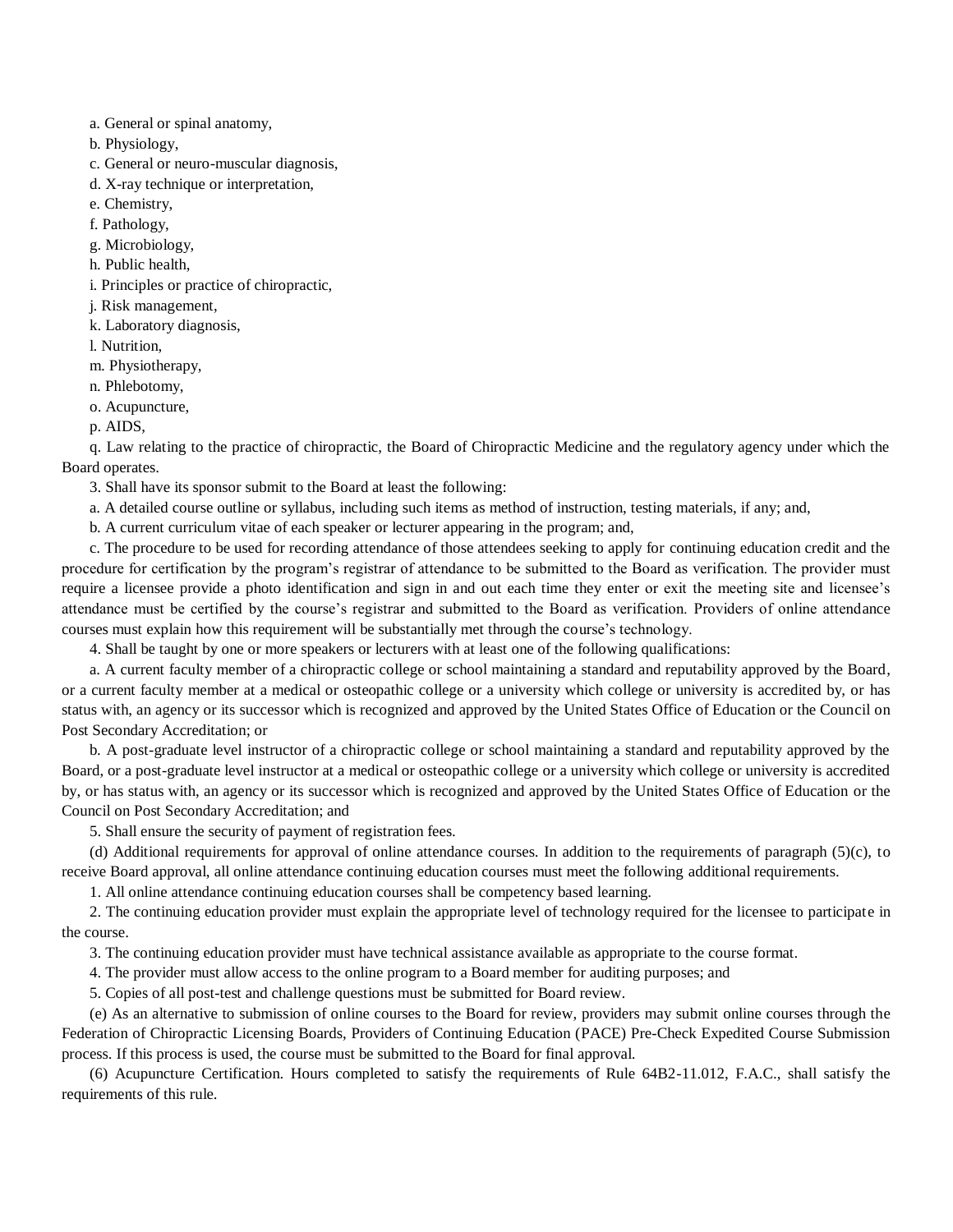a. General or spinal anatomy,

b. Physiology,

c. General or neuro-muscular diagnosis,

d. X-ray technique or interpretation,

e. Chemistry,

f. Pathology,

g. Microbiology,

h. Public health,

i. Principles or practice of chiropractic,

j. Risk management,

k. Laboratory diagnosis,

l. Nutrition,

m. Physiotherapy,

n. Phlebotomy,

o. Acupuncture,

p. AIDS,

q. Law relating to the practice of chiropractic, the Board of Chiropractic Medicine and the regulatory agency under which the Board operates.

3. Shall have its sponsor submit to the Board at least the following:

a. A detailed course outline or syllabus, including such items as method of instruction, testing materials, if any; and,

b. A current curriculum vitae of each speaker or lecturer appearing in the program; and,

c. The procedure to be used for recording attendance of those attendees seeking to apply for continuing education credit and the procedure for certification by the program's registrar of attendance to be submitted to the Board as verification. The provider must require a licensee provide a photo identification and sign in and out each time they enter or exit the meeting site and licensee's attendance must be certified by the course's registrar and submitted to the Board as verification. Providers of online attendance courses must explain how this requirement will be substantially met through the course's technology.

4. Shall be taught by one or more speakers or lecturers with at least one of the following qualifications:

a. A current faculty member of a chiropractic college or school maintaining a standard and reputability approved by the Board, or a current faculty member at a medical or osteopathic college or a university which college or university is accredited by, or has status with, an agency or its successor which is recognized and approved by the United States Office of Education or the Council on Post Secondary Accreditation; or

b. A post-graduate level instructor of a chiropractic college or school maintaining a standard and reputability approved by the Board, or a post-graduate level instructor at a medical or osteopathic college or a university which college or university is accredited by, or has status with, an agency or its successor which is recognized and approved by the United States Office of Education or the Council on Post Secondary Accreditation; and

5. Shall ensure the security of payment of registration fees.

(d) Additional requirements for approval of online attendance courses. In addition to the requirements of paragraph (5)(c), to receive Board approval, all online attendance continuing education courses must meet the following additional requirements.

1. All online attendance continuing education courses shall be competency based learning.

2. The continuing education provider must explain the appropriate level of technology required for the licensee to participate in the course.

3. The continuing education provider must have technical assistance available as appropriate to the course format.

4. The provider must allow access to the online program to a Board member for auditing purposes; and

5. Copies of all post-test and challenge questions must be submitted for Board review.

(e) As an alternative to submission of online courses to the Board for review, providers may submit online courses through the Federation of Chiropractic Licensing Boards, Providers of Continuing Education (PACE) Pre-Check Expedited Course Submission process. If this process is used, the course must be submitted to the Board for final approval.

(6) Acupuncture Certification. Hours completed to satisfy the requirements of Rule 64B2-11.012, F.A.C., shall satisfy the requirements of this rule.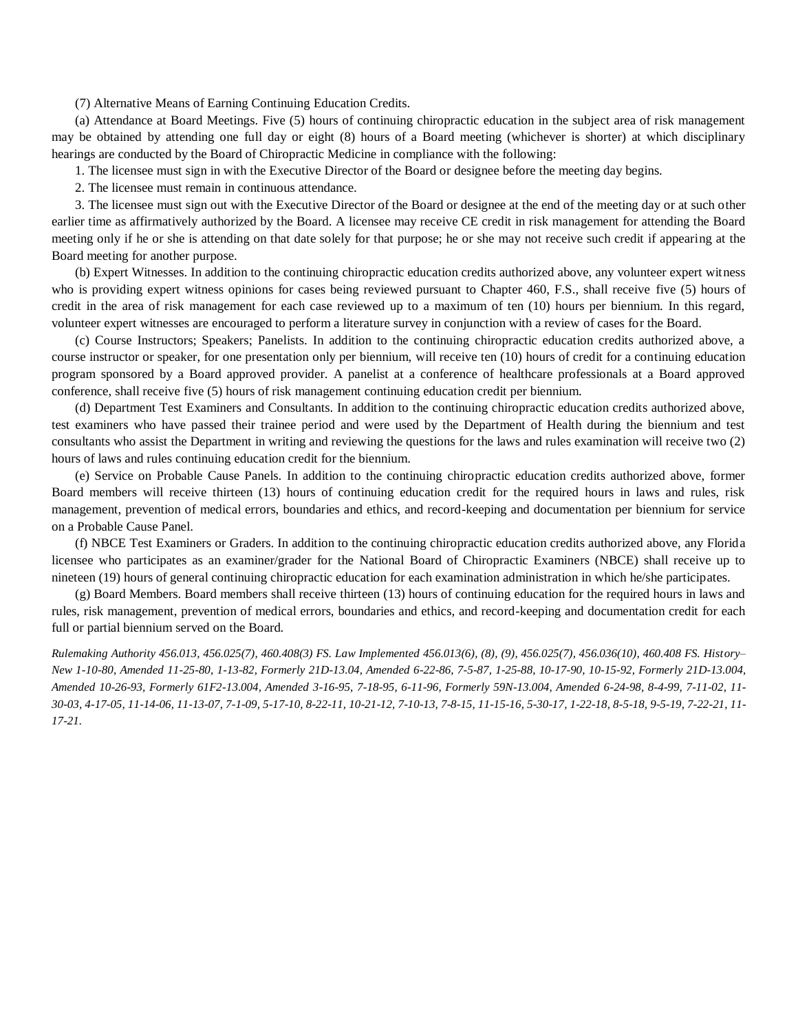(7) Alternative Means of Earning Continuing Education Credits.

(a) Attendance at Board Meetings. Five (5) hours of continuing chiropractic education in the subject area of risk management may be obtained by attending one full day or eight (8) hours of a Board meeting (whichever is shorter) at which disciplinary hearings are conducted by the Board of Chiropractic Medicine in compliance with the following:

1. The licensee must sign in with the Executive Director of the Board or designee before the meeting day begins.

2. The licensee must remain in continuous attendance.

3. The licensee must sign out with the Executive Director of the Board or designee at the end of the meeting day or at such other earlier time as affirmatively authorized by the Board. A licensee may receive CE credit in risk management for attending the Board meeting only if he or she is attending on that date solely for that purpose; he or she may not receive such credit if appearing at the Board meeting for another purpose.

(b) Expert Witnesses. In addition to the continuing chiropractic education credits authorized above, any volunteer expert witness who is providing expert witness opinions for cases being reviewed pursuant to Chapter 460, F.S., shall receive five (5) hours of credit in the area of risk management for each case reviewed up to a maximum of ten (10) hours per biennium. In this regard, volunteer expert witnesses are encouraged to perform a literature survey in conjunction with a review of cases for the Board.

(c) Course Instructors; Speakers; Panelists. In addition to the continuing chiropractic education credits authorized above, a course instructor or speaker, for one presentation only per biennium, will receive ten (10) hours of credit for a continuing education program sponsored by a Board approved provider. A panelist at a conference of healthcare professionals at a Board approved conference, shall receive five (5) hours of risk management continuing education credit per biennium.

(d) Department Test Examiners and Consultants. In addition to the continuing chiropractic education credits authorized above, test examiners who have passed their trainee period and were used by the Department of Health during the biennium and test consultants who assist the Department in writing and reviewing the questions for the laws and rules examination will receive two (2) hours of laws and rules continuing education credit for the biennium.

(e) Service on Probable Cause Panels. In addition to the continuing chiropractic education credits authorized above, former Board members will receive thirteen (13) hours of continuing education credit for the required hours in laws and rules, risk management, prevention of medical errors, boundaries and ethics, and record-keeping and documentation per biennium for service on a Probable Cause Panel.

(f) NBCE Test Examiners or Graders. In addition to the continuing chiropractic education credits authorized above, any Florida licensee who participates as an examiner/grader for the National Board of Chiropractic Examiners (NBCE) shall receive up to nineteen (19) hours of general continuing chiropractic education for each examination administration in which he/she participates.

(g) Board Members. Board members shall receive thirteen (13) hours of continuing education for the required hours in laws and rules, risk management, prevention of medical errors, boundaries and ethics, and record-keeping and documentation credit for each full or partial biennium served on the Board.

*Rulemaking Authority 456.013, 456.025(7), 460.408(3) FS. Law Implemented 456.013(6), (8), (9), 456.025(7), 456.036(10), 460.408 FS. History–New 1-10-80, Amended 11-25-80, 1-13-82, Formerly 21D-13.04, Amended 6-22-86, 7-5-87, 1-25-88, 10-17-90, 10-15-92, Formerly 21D-13.004, Amended 10-26-93, Formerly 61F2-13.004, Amended 3-16-95, 7-18-95, 6-11-96, Formerly 59N-13.004, Amended 6-24-98, 8-4-99, 7-11-02, 11-30-03, 4-17-05, 11-14-06, 11-13-07, 7-1-09, 5-17-10, 8-22-11, 10-21-12, 7-10-13, 7-8-15, 11-15-16, 5-30-17, 1-22-18, 8-5-18, 9-5-19, 7-22-21, 11-17-21.*